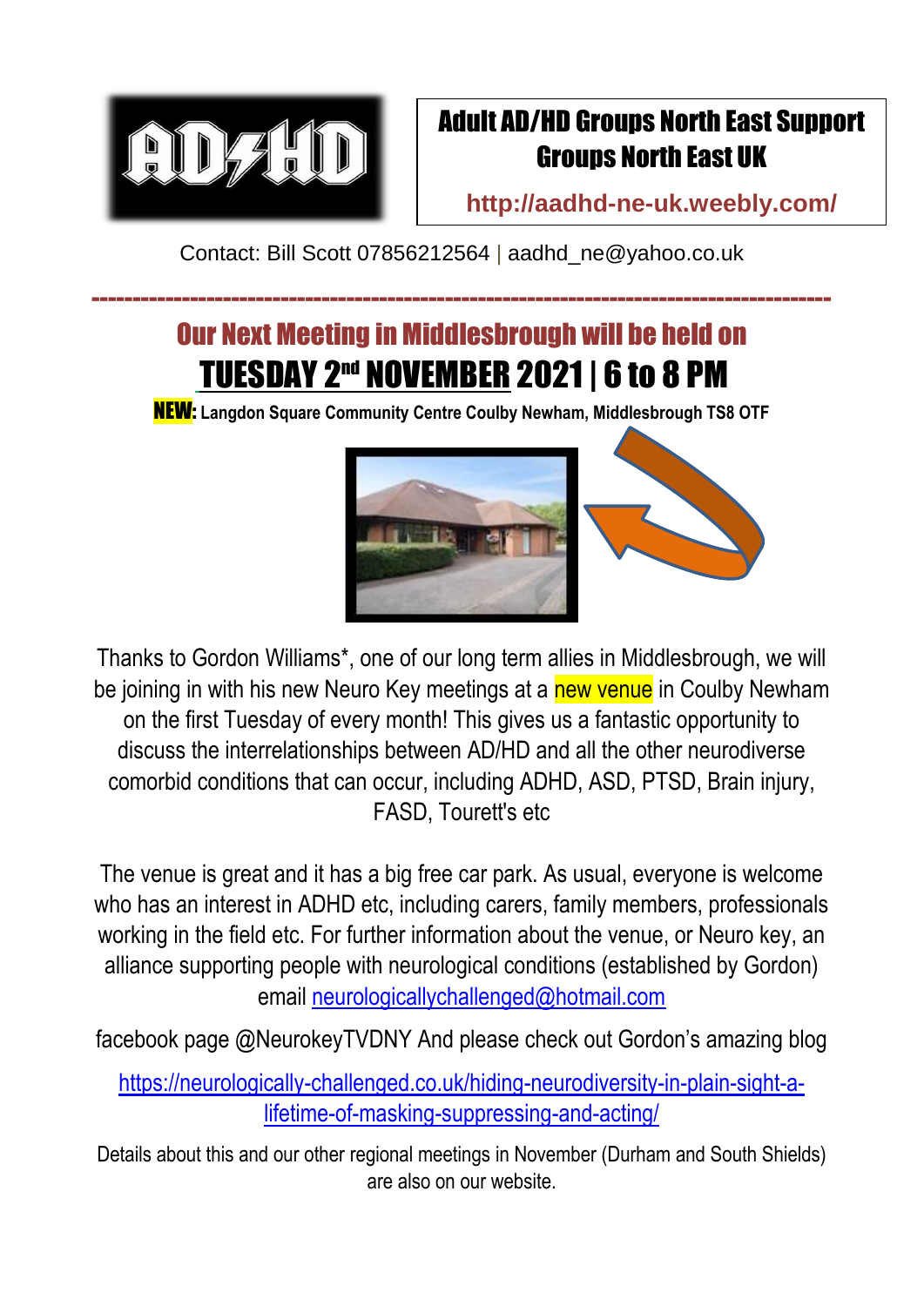# Adult AD/HD Groups North East Support Groups North East UK

http://aadhd-ne-uk.weebly.com/

Contact: Bill Scott 07856212564 | aadhd_ne@yahoo.co.uk

---

## Our Next Meeting in Middlesbrough will be held on

## TUESDAY 2nd NOVEMBER 2021 | 6 to 8 PM

**NEW: Langdon Square Community Centre Coulby Newham, Middlesbrough TS8 OTF**

Thanks to Gordon Williams*, one of our long term allies in Middlesbrough, we will be joining in with his new Neuro Key meetings at a new venue in Coulby Newham on the first Tuesday of every month! This gives us a fantastic opportunity to discuss the interrelationships between AD/HD and all the other neurodiverse comorbid conditions that can occur, including ADHD, ASD, PTSD, Brain injury, FASD, Tourett's etc

The venue is great and it has a big free car park. As usual, everyone is welcome who has an interest in ADHD etc, including carers, family members, professionals working in the field etc. For further information about the venue, or Neuro key, an alliance supporting people with neurological conditions (established by Gordon) email neurologicallychallenged@hotmail.com

facebook page @NeurokeyTVDNY And please check out Gordon's amazing blog

https://neurologically-challenged.co.uk/hiding-neurodiversity-in-plain-sight-a-lifetime-of-masking-suppressing-and-acting/

Details about this and our other regional meetings in November (Durham and South Shields) are also on our website.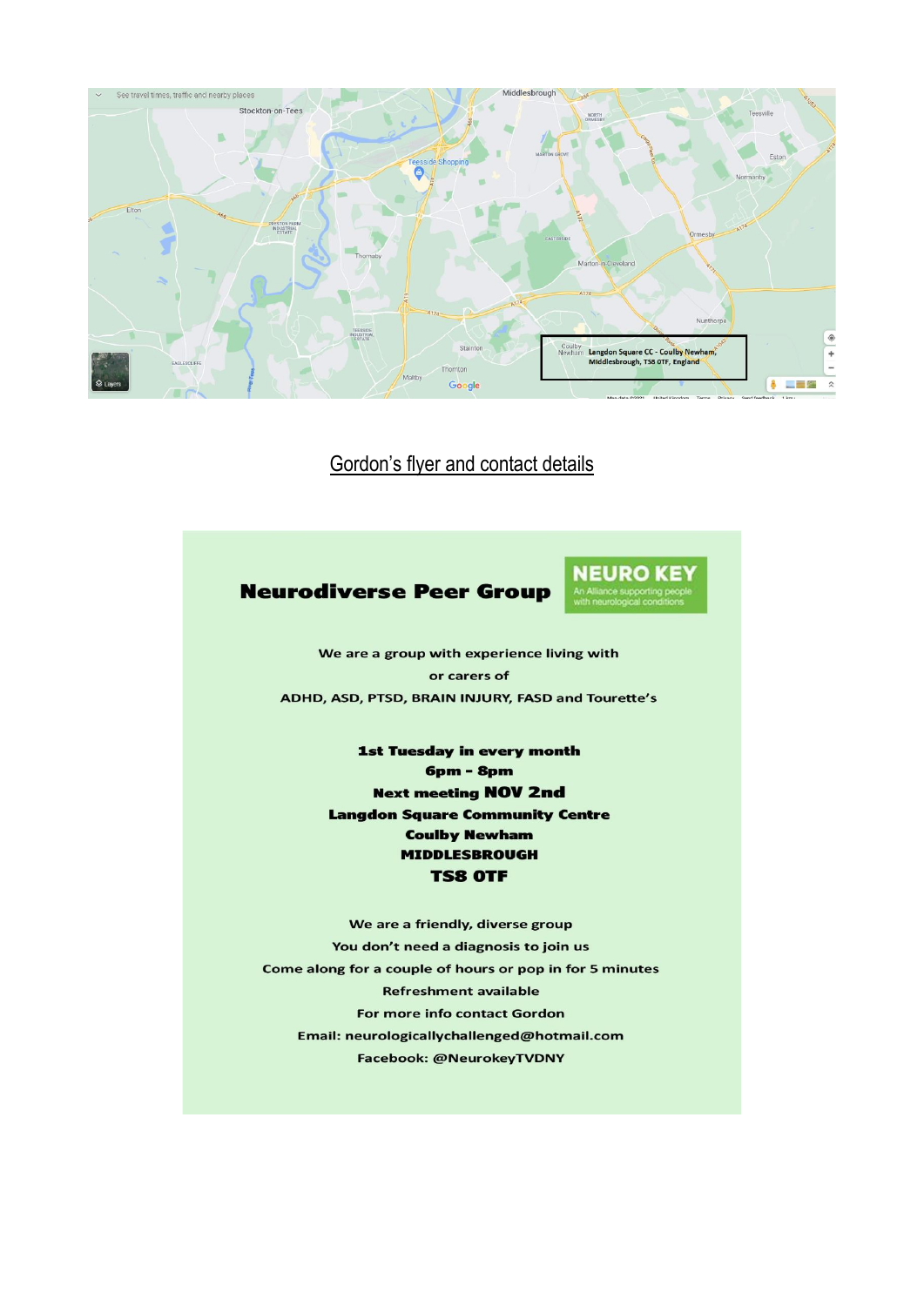Gordon's flyer and contact details

## Neurodiverse Peer Group

**NEURO KEY**
An Alliance supporting people with neurological conditions

We are a group with experience living with
or carers of
ADHD, ASD, PTSD, BRAIN INJURY, FASD and Tourette's

**1st Tuesday in every month**
**6pm - 8pm**
**Next meeting NOV 2nd**
**Langdon Square Community Centre**
**Coulby Newham**
**MIDDLESBROUGH**
**TS8 0TF**

We are a friendly, diverse group
You don't need a diagnosis to join us
Come along for a couple of hours or pop in for 5 minutes
Refreshment available
For more info contact Gordon
Email: neurologicallychallenged@hotmail.com
Facebook: @NeurokeyTVDNY